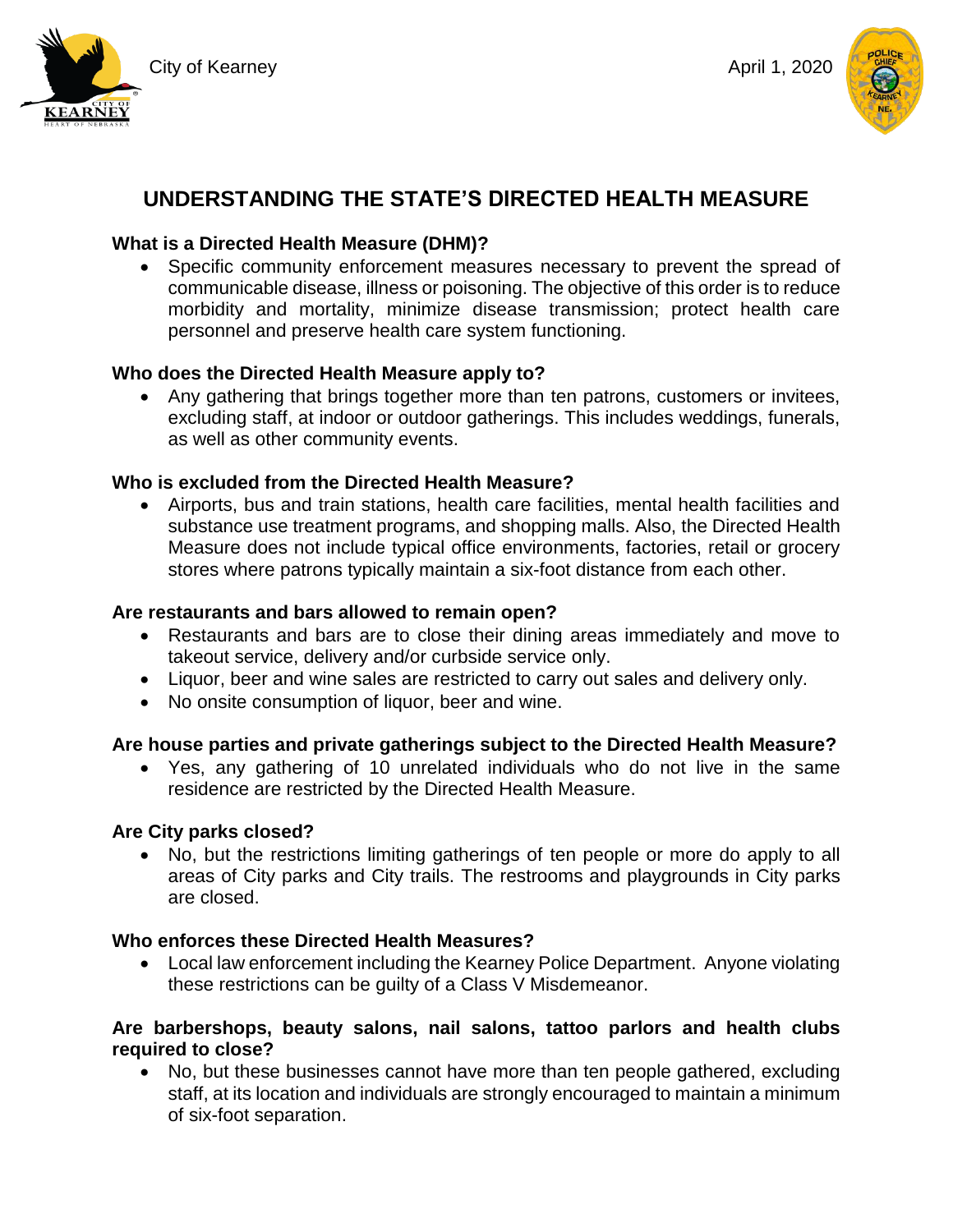City of Kearney

April 1, 2020

# UNDERSTANDING THE STATE'S DIRECTED HEALTH MEASURE

**What is a Directed Health Measure (DHM)?**

- Specific community enforcement measures necessary to prevent the spread of communicable disease, illness or poisoning. The objective of this order is to reduce morbidity and mortality, minimize disease transmission; protect health care personnel and preserve health care system functioning.

**Who does the Directed Health Measure apply to?**

- Any gathering that brings together more than ten patrons, customers or invitees, excluding staff, at indoor or outdoor gatherings. This includes weddings, funerals, as well as other community events.

**Who is excluded from the Directed Health Measure?**

- Airports, bus and train stations, health care facilities, mental health facilities and substance use treatment programs, and shopping malls. Also, the Directed Health Measure does not include typical office environments, factories, retail or grocery stores where patrons typically maintain a six-foot distance from each other.

**Are restaurants and bars allowed to remain open?**

- Restaurants and bars are to close their dining areas immediately and move to takeout service, delivery and/or curbside service only.
- Liquor, beer and wine sales are restricted to carry out sales and delivery only.
- No onsite consumption of liquor, beer and wine.

**Are house parties and private gatherings subject to the Directed Health Measure?**

- Yes, any gathering of 10 unrelated individuals who do not live in the same residence are restricted by the Directed Health Measure.

**Are City parks closed?**

- No, but the restrictions limiting gatherings of ten people or more do apply to all areas of City parks and City trails. The restrooms and playgrounds in City parks are closed.

**Who enforces these Directed Health Measures?**

- Local law enforcement including the Kearney Police Department. Anyone violating these restrictions can be guilty of a Class V Misdemeanor.

**Are barbershops, beauty salons, nail salons, tattoo parlors and health clubs required to close?**

- No, but these businesses cannot have more than ten people gathered, excluding staff, at its location and individuals are strongly encouraged to maintain a minimum of six-foot separation.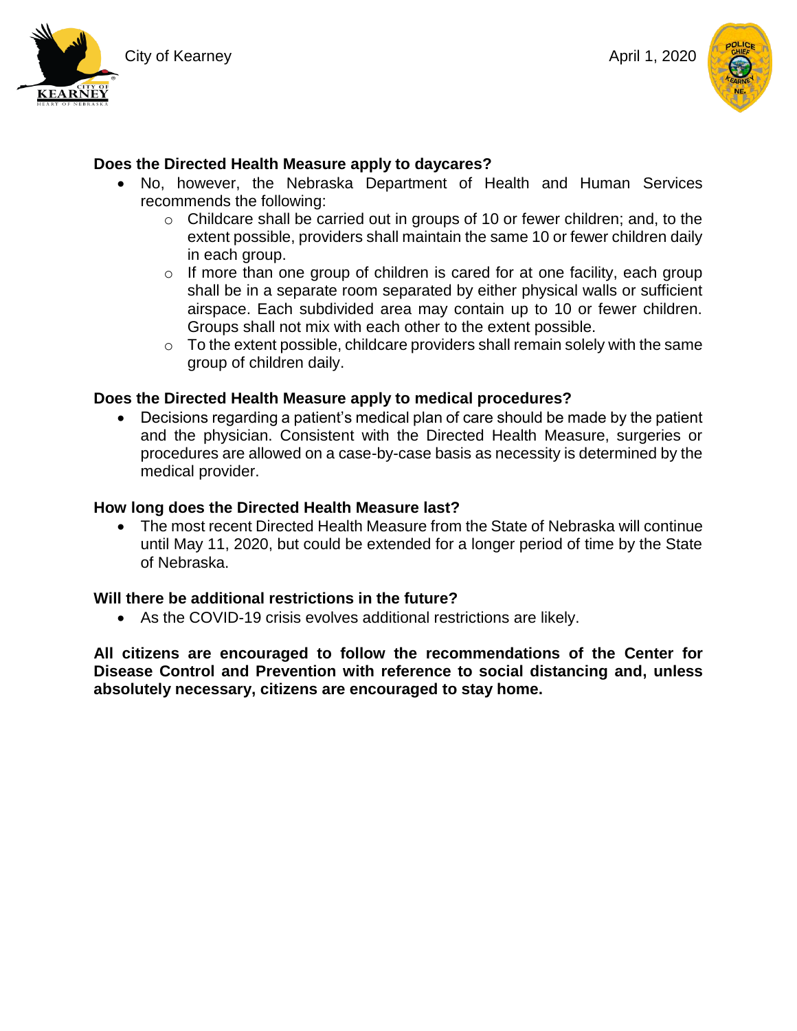**Does the Directed Health Measure apply to daycares?**

- No, however, the Nebraska Department of Health and Human Services recommends the following:
  - Childcare shall be carried out in groups of 10 or fewer children; and, to the extent possible, providers shall maintain the same 10 or fewer children daily in each group.
  - If more than one group of children is cared for at one facility, each group shall be in a separate room separated by either physical walls or sufficient airspace. Each subdivided area may contain up to 10 or fewer children. Groups shall not mix with each other to the extent possible.
  - To the extent possible, childcare providers shall remain solely with the same group of children daily.

**Does the Directed Health Measure apply to medical procedures?**

- Decisions regarding a patient's medical plan of care should be made by the patient and the physician. Consistent with the Directed Health Measure, surgeries or procedures are allowed on a case-by-case basis as necessity is determined by the medical provider.

**How long does the Directed Health Measure last?**

- The most recent Directed Health Measure from the State of Nebraska will continue until May 11, 2020, but could be extended for a longer period of time by the State of Nebraska.

**Will there be additional restrictions in the future?**

- As the COVID-19 crisis evolves additional restrictions are likely.

**All citizens are encouraged to follow the recommendations of the Center for Disease Control and Prevention with reference to social distancing and, unless absolutely necessary, citizens are encouraged to stay home.**